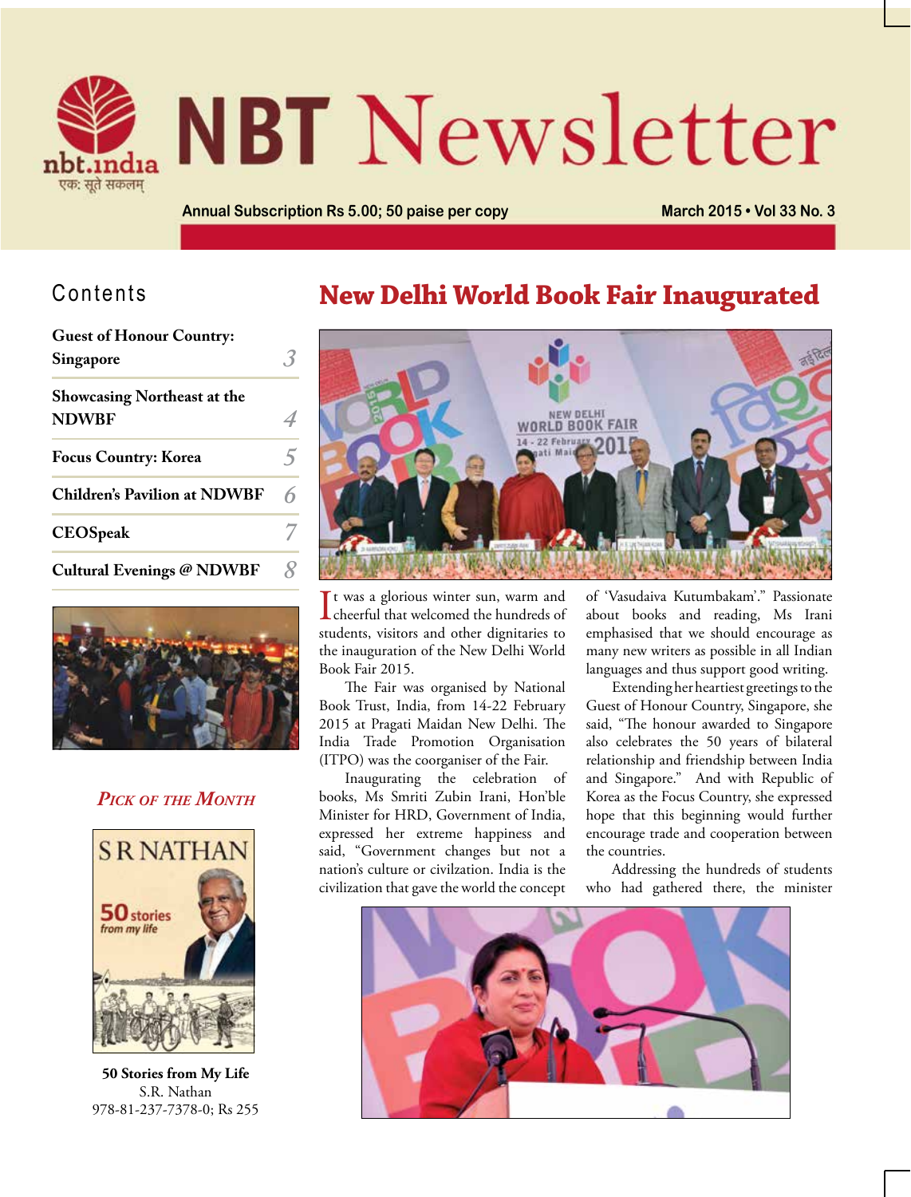# NBT Newsletter

Annual Subscription Rs 5.00; 50 paise per copy

March 2015 • Vol 33 No. 3

## Contents

| | |
|---|---|
| **Guest of Honour Country: Singapore** | 3 |
| **Showcasing Northeast at the NDWBF** | 4 |
| **Focus Country: Korea** | 5 |
| **Children's Pavilion at NDWBF** | 6 |
| **CEOSpeak** | 7 |
| **Cultural Evenings @ NDWBF** | 8 |

### *Pick of the Month*

**50 Stories from My Life**
S.R. Nathan
978-81-237-7378-0; Rs 255

## New Delhi World Book Fair Inaugurated

It was a glorious winter sun, warm and cheerful that welcomed the hundreds of students, visitors and other dignitaries to the inauguration of the New Delhi World Book Fair 2015.

The Fair was organised by National Book Trust, India, from 14-22 February 2015 at Pragati Maidan New Delhi. The India Trade Promotion Organisation (ITPO) was the coorganiser of the Fair.

Inaugurating the celebration of books, Ms Smriti Zubin Irani, Hon'ble Minister for HRD, Government of India, expressed her extreme happiness and said, "Government changes but not a nation's culture or civilzation. India is the civilization that gave the world the concept of 'Vasudaiva Kutumbakam'." Passionate about books and reading, Ms Irani emphasised that we should encourage as many new writers as possible in all Indian languages and thus support good writing.

Extending her heartiest greetings to the Guest of Honour Country, Singapore, she said, "The honour awarded to Singapore also celebrates the 50 years of bilateral relationship and friendship between India and Singapore." And with Republic of Korea as the Focus Country, she expressed hope that this beginning would further encourage trade and cooperation between the countries.

Addressing the hundreds of students who had gathered there, the minister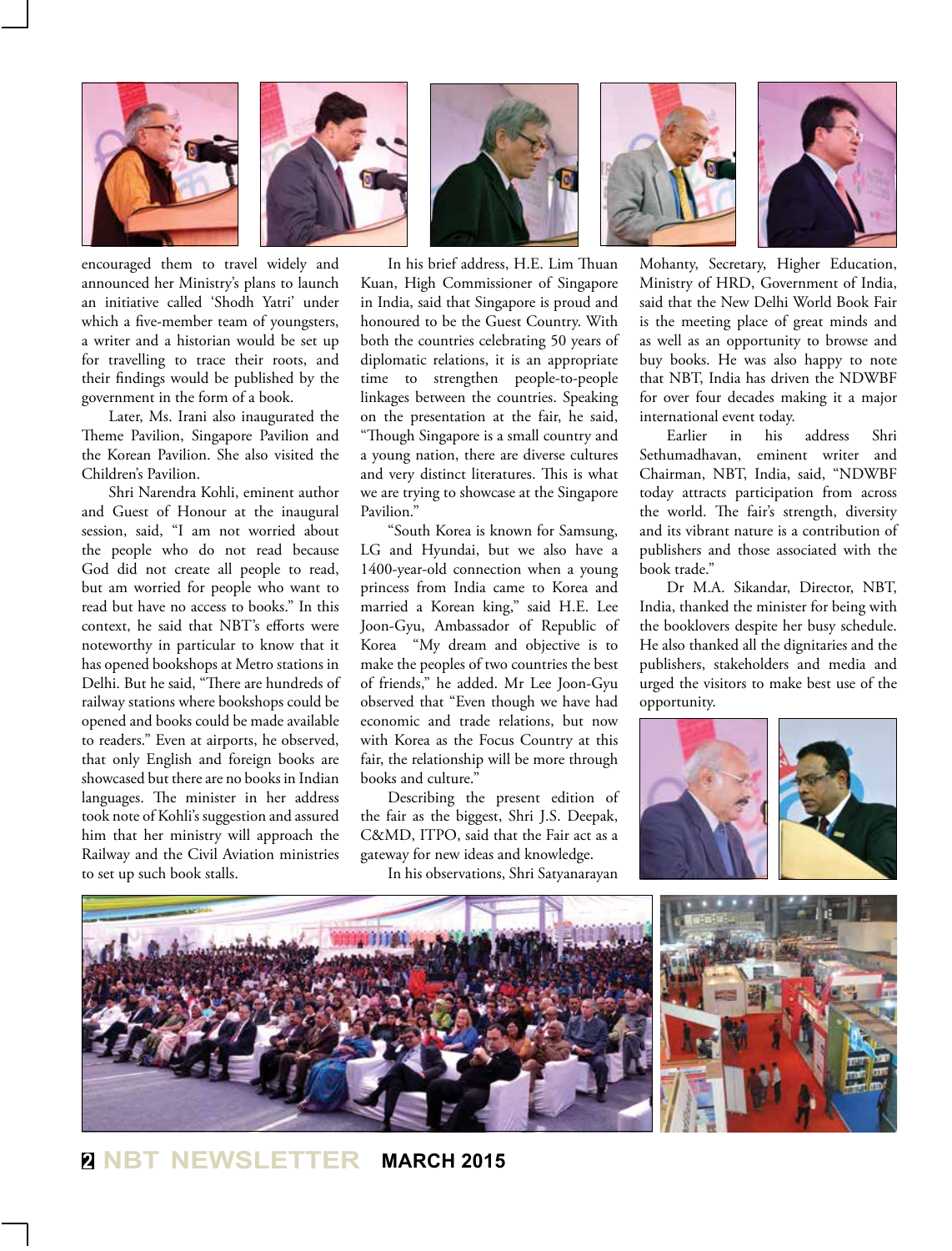encouraged them to travel widely and announced her Ministry's plans to launch an initiative called 'Shodh Yatri' under which a five-member team of youngsters, a writer and a historian would be set up for travelling to trace their roots, and their findings would be published by the government in the form of a book.

Later, Ms. Irani also inaugurated the Theme Pavilion, Singapore Pavilion and the Korean Pavilion. She also visited the Children's Pavilion.

Shri Narendra Kohli, eminent author and Guest of Honour at the inaugural session, said, "I am not worried about the people who do not read because God did not create all people to read, but am worried for people who want to read but have no access to books." In this context, he said that NBT's efforts were noteworthy in particular to know that it has opened bookshops at Metro stations in Delhi. But he said, "There are hundreds of railway stations where bookshops could be opened and books could be made available to readers." Even at airports, he observed, that only English and foreign books are showcased but there are no books in Indian languages. The minister in her address took note of Kohli's suggestion and assured him that her ministry will approach the Railway and the Civil Aviation ministries to set up such book stalls.

In his brief address, H.E. Lim Thuan Kuan, High Commissioner of Singapore in India, said that Singapore is proud and honoured to be the Guest Country. With both the countries celebrating 50 years of diplomatic relations, it is an appropriate time to strengthen people-to-people linkages between the countries. Speaking on the presentation at the fair, he said, "Though Singapore is a small country and a young nation, there are diverse cultures and very distinct literatures. This is what we are trying to showcase at the Singapore Pavilion."

"South Korea is known for Samsung, LG and Hyundai, but we also have a 1400-year-old connection when a young princess from India came to Korea and married a Korean king," said H.E. Lee Joon-Gyu, Ambassador of Republic of Korea "My dream and objective is to make the peoples of two countries the best of friends," he added. Mr Lee Joon-Gyu observed that "Even though we have had economic and trade relations, but now with Korea as the Focus Country at this fair, the relationship will be more through books and culture."

Describing the present edition of the fair as the biggest, Shri J.S. Deepak, C&MD, ITPO, said that the Fair act as a gateway for new ideas and knowledge.

In his observations, Shri Satyanarayan Mohanty, Secretary, Higher Education, Ministry of HRD, Government of India, said that the New Delhi World Book Fair is the meeting place of great minds and as well as an opportunity to browse and buy books. He was also happy to note that NBT, India has driven the NDWBF for over four decades making it a major international event today.

Earlier in his address Shri Sethumadhavan, eminent writer and Chairman, NBT, India, said, "NDWBF today attracts participation from across the world. The fair's strength, diversity and its vibrant nature is a contribution of publishers and those associated with the book trade."

Dr M.A. Sikandar, Director, NBT, India, thanked the minister for being with the booklovers despite her busy schedule. He also thanked all the dignitaries and the publishers, stakeholders and media and urged the visitors to make best use of the opportunity.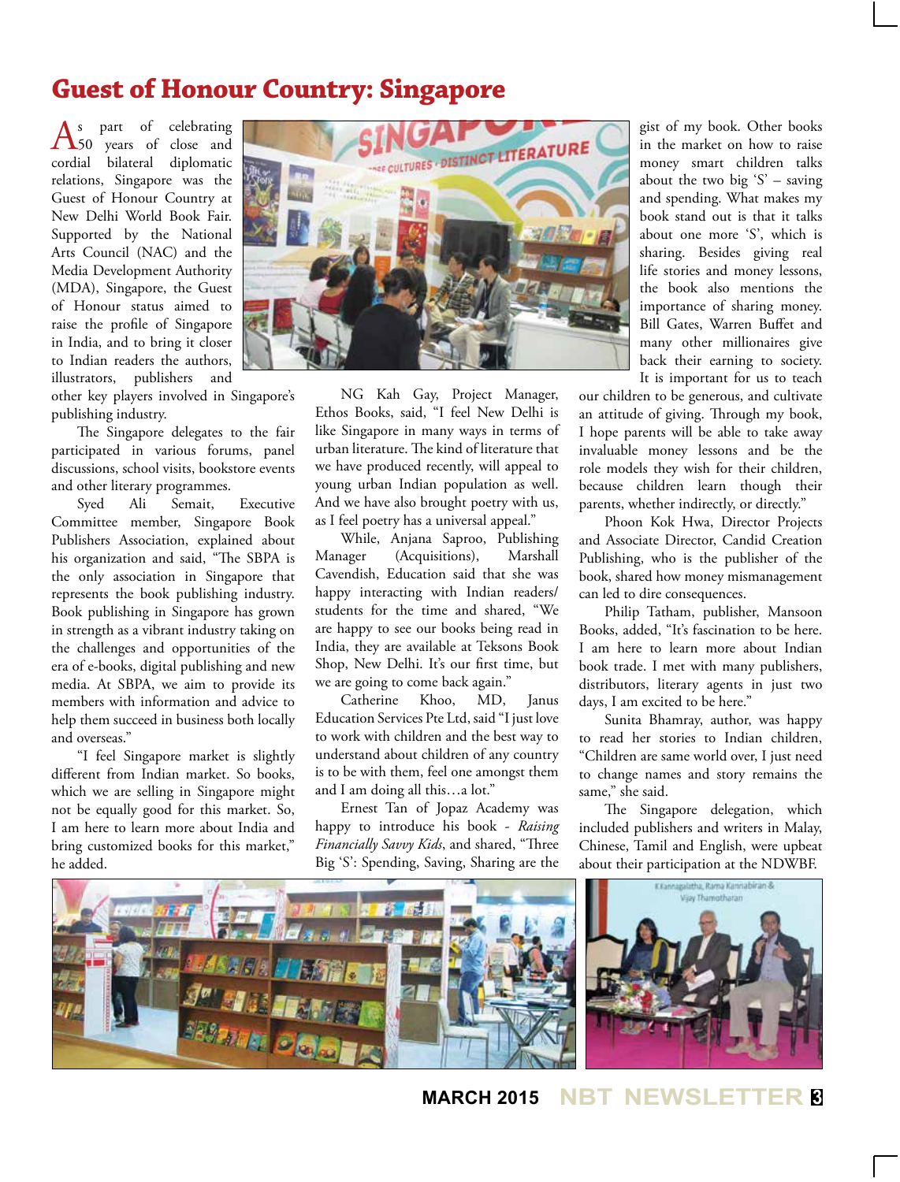# Guest of Honour Country: Singapore

As part of celebrating 50 years of close and cordial bilateral diplomatic relations, Singapore was the Guest of Honour Country at New Delhi World Book Fair. Supported by the National Arts Council (NAC) and the Media Development Authority (MDA), Singapore, the Guest of Honour status aimed to raise the profile of Singapore in India, and to bring it closer to Indian readers the authors, illustrators, publishers and other key players involved in Singapore's publishing industry.

The Singapore delegates to the fair participated in various forums, panel discussions, school visits, bookstore events and other literary programmes.

Syed Ali Semait, Executive Committee member, Singapore Book Publishers Association, explained about his organization and said, "The SBPA is the only association in Singapore that represents the book publishing industry. Book publishing in Singapore has grown in strength as a vibrant industry taking on the challenges and opportunities of the era of e-books, digital publishing and new media. At SBPA, we aim to provide its members with information and advice to help them succeed in business both locally and overseas."

"I feel Singapore market is slightly different from Indian market. So books, which we are selling in Singapore might not be equally good for this market. So, I am here to learn more about India and bring customized books for this market," he added.

NG Kah Gay, Project Manager, Ethos Books, said, "I feel New Delhi is like Singapore in many ways in terms of urban literature. The kind of literature that we have produced recently, will appeal to young urban Indian population as well. And we have also brought poetry with us, as I feel poetry has a universal appeal."

While, Anjana Saproo, Publishing Manager (Acquisitions), Marshall Cavendish, Education said that she was happy interacting with Indian readers/students for the time and shared, "We are happy to see our books being read in India, they are available at Teksons Book Shop, New Delhi. It's our first time, but we are going to come back again."

Catherine Khoo, MD, Janus Education Services Pte Ltd, said "I just love to work with children and the best way to understand about children of any country is to be with them, feel one amongst them and I am doing all this…a lot."

Ernest Tan of Jopaz Academy was happy to introduce his book - *Raising Financially Savvy Kids*, and shared, "Three Big 'S': Spending, Saving, Sharing are the gist of my book. Other books in the market on how to raise money smart children talks about the two big 'S' – saving and spending. What makes my book stand out is that it talks about one more 'S', which is sharing. Besides giving real life stories and money lessons, the book also mentions the importance of sharing money. Bill Gates, Warren Buffet and many other millionaires give back their earning to society. It is important for us to teach our children to be generous, and cultivate an attitude of giving. Through my book, I hope parents will be able to take away invaluable money lessons and be the role models they wish for their children, because children learn though their parents, whether indirectly, or directly."

Phoon Kok Hwa, Director Projects and Associate Director, Candid Creation Publishing, who is the publisher of the book, shared how money mismanagement can led to dire consequences.

Philip Tatham, publisher, Mansoon Books, added, "It's fascination to be here. I am here to learn more about Indian book trade. I met with many publishers, distributors, literary agents in just two days, I am excited to be here."

Sunita Bhamray, author, was happy to read her stories to Indian children, "Children are same world over, I just need to change names and story remains the same," she said.

The Singapore delegation, which included publishers and writers in Malay, Chinese, Tamil and English, were upbeat about their participation at the NDWBF.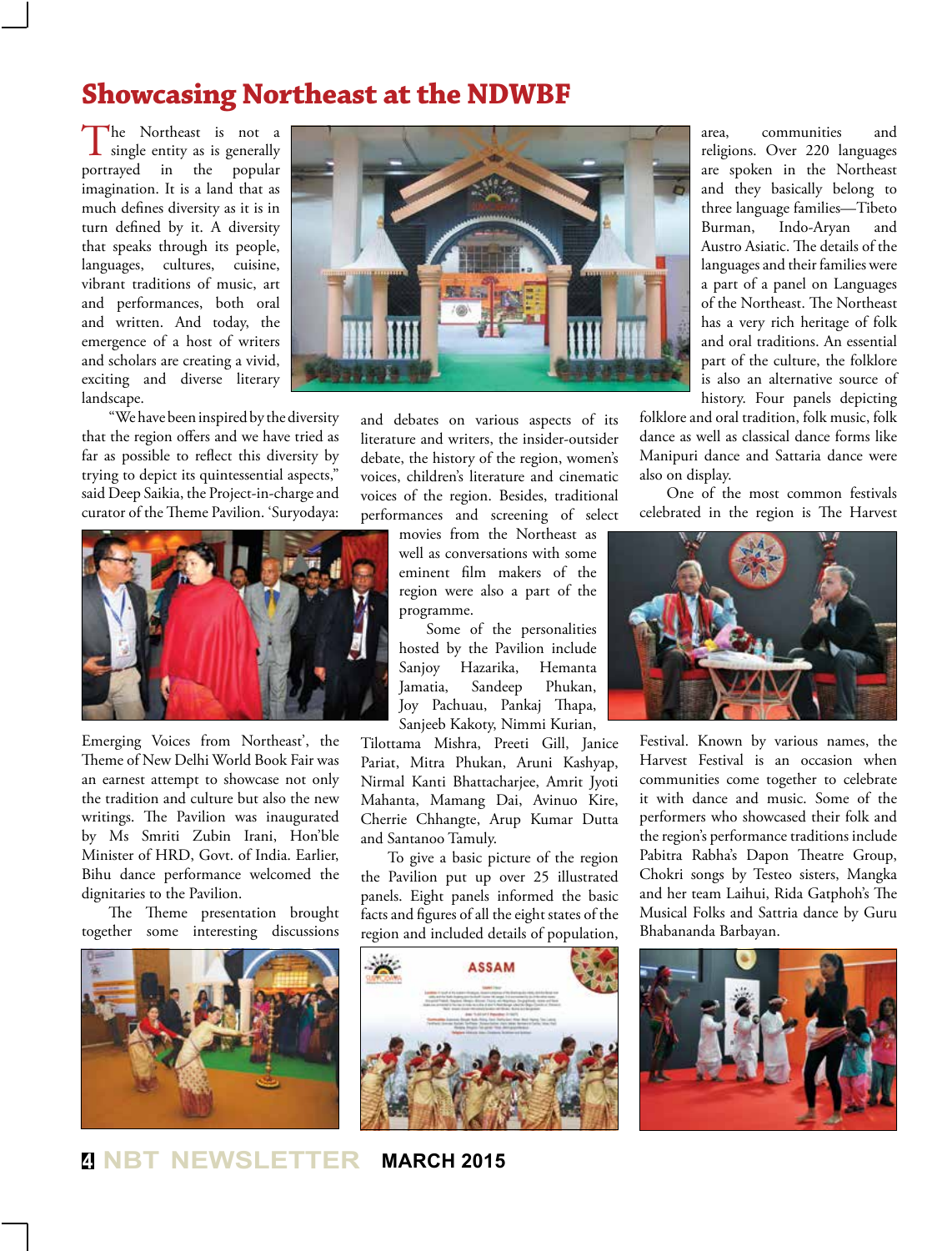# Showcasing Northeast at the NDWBF

The Northeast is not a single entity as is generally portrayed in the popular imagination. It is a land that as much defines diversity as it is in turn defined by it. A diversity that speaks through its people, languages, cultures, cuisine, vibrant traditions of music, art and performances, both oral and written. And today, the emergence of a host of writers and scholars are creating a vivid, exciting and diverse literary landscape.

"We have been inspired by the diversity that the region offers and we have tried as far as possible to reflect this diversity by trying to depict its quintessential aspects," said Deep Saikia, the Project-in-charge and curator of the Theme Pavilion. 'Suryodaya: Emerging Voices from Northeast', the Theme of New Delhi World Book Fair was an earnest attempt to showcase not only the tradition and culture but also the new writings. The Pavilion was inaugurated by Ms Smriti Zubin Irani, Hon'ble Minister of HRD, Govt. of India. Earlier, Bihu dance performance welcomed the dignitaries to the Pavilion.

The Theme presentation brought together some interesting discussions and debates on various aspects of its literature and writers, the insider-outsider debate, the history of the region, women's voices, children's literature and cinematic voices of the region. Besides, traditional performances and screening of select movies from the Northeast as well as conversations with some eminent film makers of the region were also a part of the programme.

Some of the personalities hosted by the Pavilion include Sanjoy Hazarika, Hemanta Jamatia, Sandeep Phukan, Joy Pachuau, Pankaj Thapa, Sanjeeb Kakoty, Nimmi Kurian, Tilottama Mishra, Preeti Gill, Janice Pariat, Mitra Phukan, Aruni Kashyap, Nirmal Kanti Bhattacharjee, Amrit Jyoti Mahanta, Mamang Dai, Avinuo Kire, Cherrie Chhangte, Arup Kumar Dutta and Santanoo Tamuly.

To give a basic picture of the region the Pavilion put up over 25 illustrated panels. Eight panels informed the basic facts and figures of all the eight states of the region and included details of population, area, communities and religions. Over 220 languages are spoken in the Northeast and they basically belong to three language families—Tibeto Burman, Indo-Aryan and Austro Asiatic. The details of the languages and their families were a part of a panel on Languages of the Northeast. The Northeast has a very rich heritage of folk and oral traditions. An essential part of the culture, the folklore is also an alternative source of history. Four panels depicting folklore and oral tradition, folk music, folk dance as well as classical dance forms like Manipuri dance and Sattaria dance were also on display.

One of the most common festivals celebrated in the region is The Harvest Festival. Known by various names, the Harvest Festival is an occasion when communities come together to celebrate it with dance and music. Some of the performers who showcased their folk and the region's performance traditions include Pabitra Rabha's Dapon Theatre Group, Chokri songs by Testeo sisters, Mangka and her team Laihui, Rida Gatphoh's The Musical Folks and Sattria dance by Guru Bhabananda Barbayan.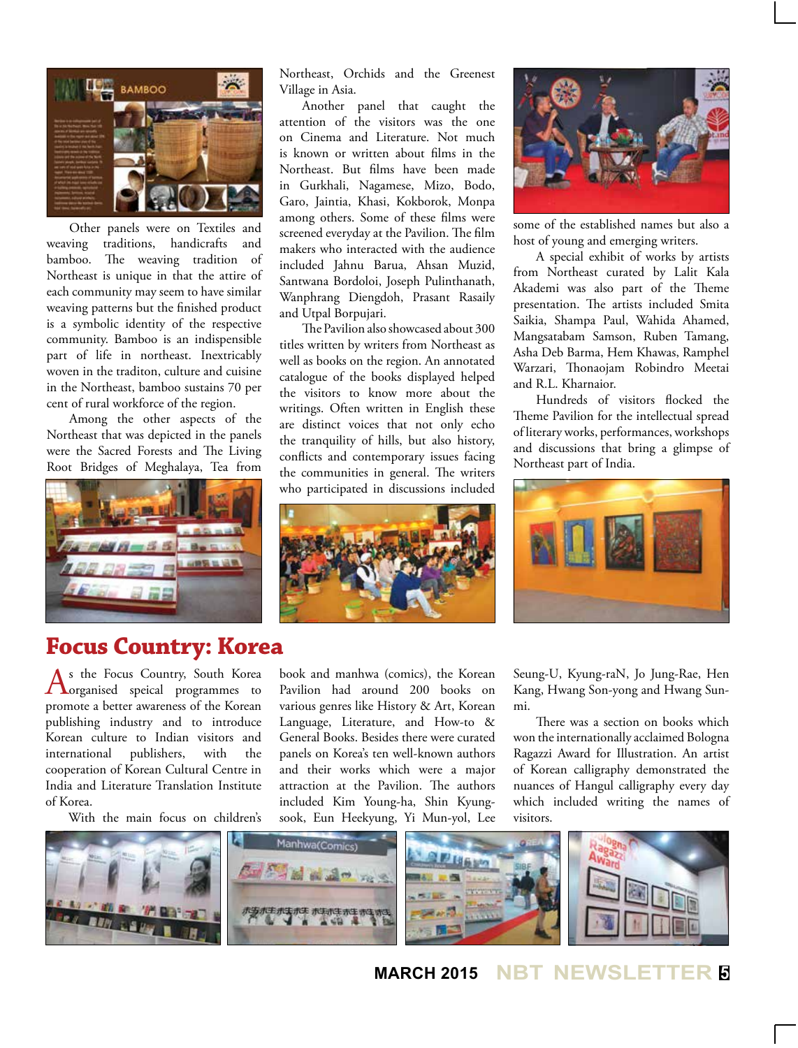Other panels were on Textiles and weaving traditions, handicrafts and bamboo. The weaving tradition of Northeast is unique in that the attire of each community may seem to have similar weaving patterns but the finished product is a symbolic identity of the respective community. Bamboo is an indispensible part of life in northeast. Inextricably woven in the traditon, culture and cuisine in the Northeast, bamboo sustains 70 per cent of rural workforce of the region.

Among the other aspects of the Northeast that was depicted in the panels were the Sacred Forests and The Living Root Bridges of Meghalaya, Tea from Northeast, Orchids and the Greenest Village in Asia.

Another panel that caught the attention of the visitors was the one on Cinema and Literature. Not much is known or written about films in the Northeast. But films have been made in Gurkhali, Nagamese, Mizo, Bodo, Garo, Jaintia, Khasi, Kokborok, Monpa among others. Some of these films were screened everyday at the Pavilion. The film makers who interacted with the audience included Jahnu Barua, Ahsan Muzid, Santwana Bordoloi, Joseph Pulinthanath, Wanphrang Diengdoh, Prasant Rasaily and Utpal Borpujari.

The Pavilion also showcased about 300 titles written by writers from Northeast as well as books on the region. An annotated catalogue of the books displayed helped the visitors to know about the writings. Often written in English these are distinct voices that not only echo the tranquility of hills, but also history, conflicts and contemporary issues facing the communities in general. The writers who participated in discussions included some of the established names but also a host of young and emerging writers.

A special exhibit of works by artists from Northeast curated by Lalit Kala Akademi was also part of the Theme presentation. The artists included Smita Saikia, Shampa Paul, Wahida Ahamed, Mangsatabam Samson, Ruben Tamang, Asha Deb Barma, Hem Khawas, Ramphel Warzari, Thonaojam Robindro Meetai and R.L. Kharnaior.

Hundreds of visitors flocked the Theme Pavilion for the intellectual spread of literary works, performances, workshops and discussions that bring a glimpse of Northeast part of India.

## Focus Country: Korea

As the Focus Country, South Korea organised speical programmes to promote a better awareness of the Korean publishing industry and to introduce Korean culture to Indian visitors and international publishers, with the cooperation of Korean Cultural Centre in India and Literature Translation Institute of Korea.

With the main focus on children's book and manhwa (comics), the Korean Pavilion had around 200 books on various genres like History & Art, Korean Language, Literature, and How-to & General Books. Besides there were curated panels on Korea's ten well-known authors and their works which were a major attraction at the Pavilion. The authors included Kim Young-ha, Shin Kyung-sook, Eun Heekyung, Yi Mun-yol, Lee Seung-U, Kyung-raN, Jo Jung-Rae, Hen Kang, Hwang Son-yong and Hwang Sun-mi.

There was a section on books which won the internationally acclaimed Bologna Ragazzi Award for Illustration. An artist of Korean calligraphy demonstrated the nuances of Hangul calligraphy every day which included writing the names of visitors.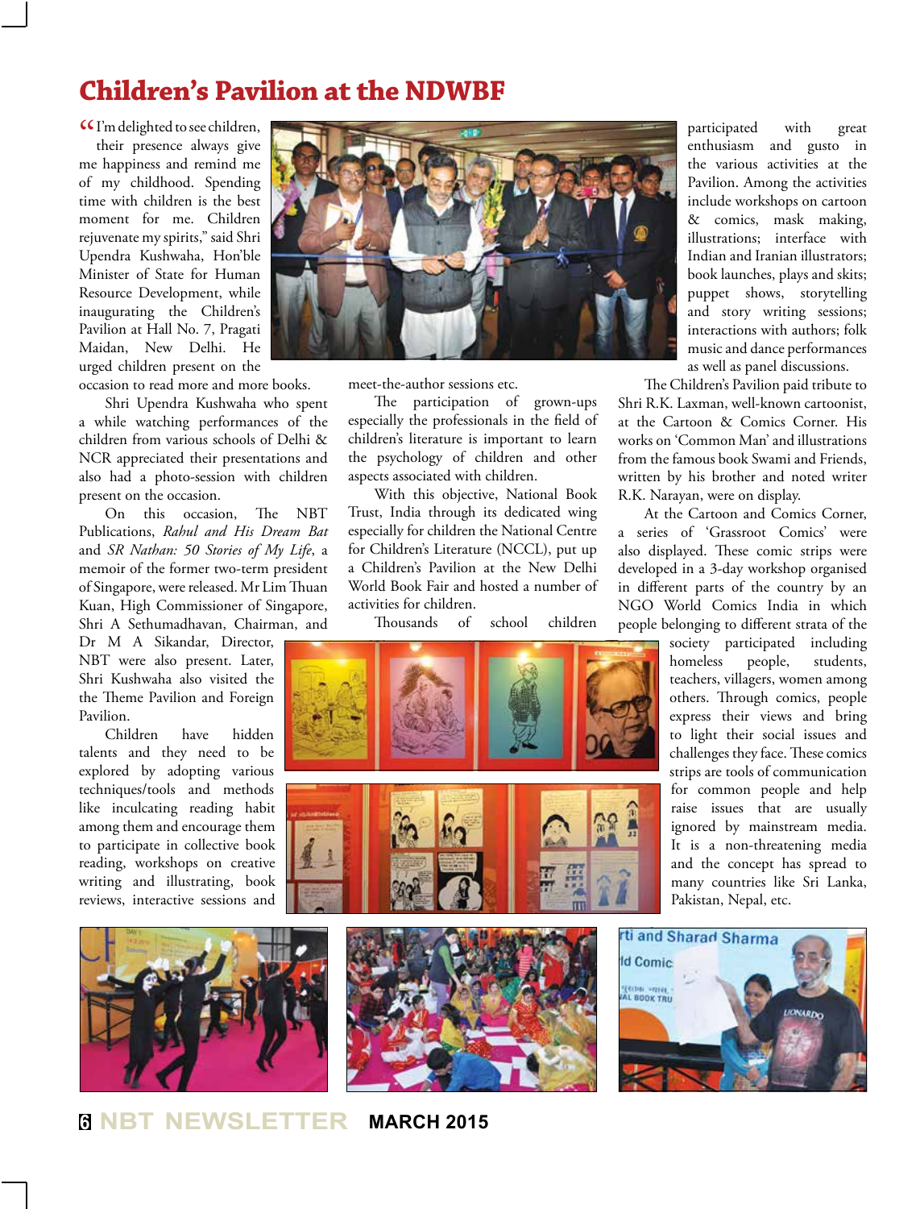# Children's Pavilion at the NDWBF

"I'm delighted to see children, their presence always give me happiness and remind me of my childhood. Spending time with children is the best moment for me. Children rejuvenate my spirits," said Shri Upendra Kushwaha, Hon'ble Minister of State for Human Resource Development, while inaugurating the Children's Pavilion at Hall No. 7, Pragati Maidan, New Delhi. He urged children present on the occasion to read more and more books.

Shri Upendra Kushwaha who spent a while watching performances of the children from various schools of Delhi & NCR appreciated their presentations and also had a photo-session with children present on the occasion.

On this occasion, The NBT Publications, *Rahul and His Dream Bat* and *SR Nathan: 50 Stories of My Life*, a memoir of the former two-term president of Singapore, were released. Mr Lim Thuan Kuan, High Commissioner of Singapore, Shri A Sethumadhavan, Chairman, and Dr M A Sikandar, Director, NBT were also present. Later, Shri Kushwaha also visited the the Theme Pavilion and Foreign Pavilion.

Children have hidden talents and they need to be explored by adopting various techniques/tools and methods like inculcating reading habit among them and encourage them to participate in collective book reading, workshops on creative writing and illustrating, book reviews, interactive sessions and meet-the-author sessions etc.

The participation of grown-ups especially the professionals in the field of children's literature is important to learn the psychology of children and other aspects associated with children.

With this objective, National Book Trust, India through its dedicated wing especially for children the National Centre for Children's Literature (NCCL), put up a Children's Pavilion at the New Delhi World Book Fair and hosted a number of activities for children.

Thousands of school children participated with great enthusiasm and gusto in the various activities at the Pavilion. Among the activities include workshops on cartoon & comics, mask making, illustrations; interface with Indian and Iranian illustrators; book launches, plays and skits; puppet shows, storytelling and story writing sessions; interactions with authors; folk music and dance performances as well as panel discussions.

The Children's Pavilion paid tribute to Shri R.K. Laxman, well-known cartoonist, at the Cartoon & Comics Corner. His works on 'Common Man' and illustrations from the famous book Swami and Friends, written by his brother and noted writer R.K. Narayan, were on display.

At the Cartoon and Comics Corner, a series of 'Grassroot Comics' were also displayed. These comic strips were developed in a 3-day workshop organised in different parts of the country by an NGO World Comics India in which people belonging to different strata of the society participated including homeless people, students, teachers, villagers, women among others. Through comics, people express their views and bring to light their social issues and challenges they face. These comics strips are tools of communication for common people and help raise issues that are usually ignored by mainstream media. It is a non-threatening media and the concept has spread to many countries like Sri Lanka, Pakistan, Nepal, etc.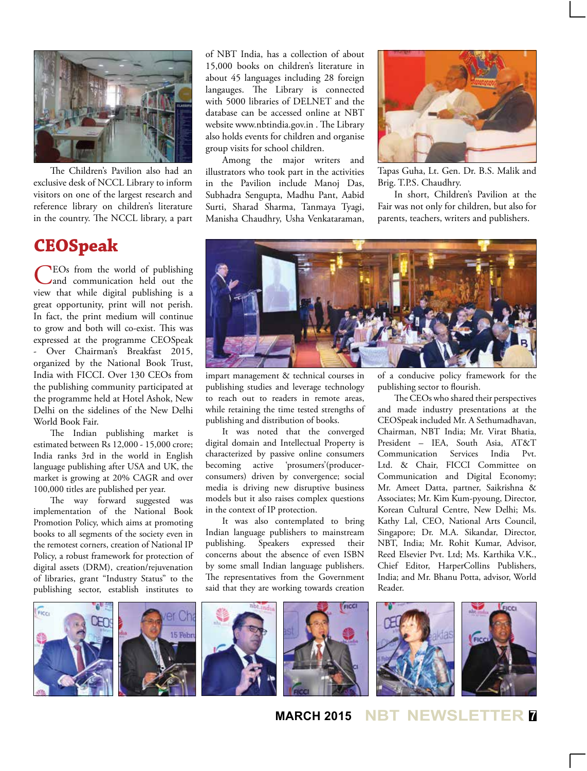The Children's Pavilion also had an exclusive desk of NCCL Library to inform visitors on one of the largest research and reference library on children's literature in the country. The NCCL library, a part of NBT India, has a collection of about 15,000 books on children's literature in about 45 languages including 28 foreign langauges. The Library is connected with 5000 libraries of DELNET and the database can be accessed online at NBT website www.nbtindia.gov.in . The Library also holds events for children and organise group visits for school children.

Among the major writers and illustrators who took part in the activities in the Pavilion include Manoj Das, Subhadra Sengupta, Madhu Pant, Aabid Surti, Sharad Sharma, Tanmaya Tyagi, Manisha Chaudhry, Usha Venkataraman, Tapas Guha, Lt. Gen. Dr. B.S. Malik and Brig. T.P.S. Chaudhry.

In short, Children's Pavilion at the Fair was not only for children, but also for parents, teachers, writers and publishers.

## CEOSpeak

CEOs from the world of publishing and communication held out the view that while digital publishing is a great opportunity, print will not perish. In fact, the print medium will continue to grow and both will co-exist. This was expressed at the programme CEOSpeak - Over Chairman's Breakfast 2015, organized by the National Book Trust, India with FICCI. Over 130 CEOs from the publishing community participated at the programme held at Hotel Ashok, New Delhi on the sidelines of the New Delhi World Book Fair.

The Indian publishing market is estimated between Rs 12,000 - 15,000 crore; India ranks 3rd in the world in English language publishing after USA and UK, the market is growing at 20% CAGR and over 100,000 titles are published per year.

The way forward suggested was implementation of the National Book Promotion Policy, which aims at promoting books to all segments of the society even in the remotest corners, creation of National IP Policy, a robust framework for protection of digital assets (DRM), creation/rejuvenation of libraries, grant "Industry Status" to the publishing sector, establish institutes to impart management & technical courses in publishing studies and leverage technology to reach out to readers in remote areas, while retaining the time tested strengths of publishing and distribution of books.

It was noted that the converged digital domain and Intellectual Property is characterized by passive online consumers becoming active 'prosumers'(producer-consumers) driven by convergence; social media is driving new disruptive business models but it also raises complex questions in the context of IP protection.

It was also contemplated to bring Indian language publishers to mainstream publishing. Speakers expressed their concerns about the absence of even ISBN by some small Indian language publishers. The representatives from the Government said that they are working towards creation of a conducive policy framework for the publishing sector to flourish.

The CEOs who shared their perspectives and made industry presentations at the CEOSpeak included Mr. A Sethumadhavan, Chairman, NBT India; Mr. Virat Bhatia, President – IEA, South Asia, AT&T Communication Services India Pvt. Ltd. & Chair, FICCI Committee on Communication and Digital Economy; Mr. Ameet Datta, partner, Saikrishna & Associates; Mr. Kim Kum-pyoung, Director, Korean Cultural Centre, New Delhi; Ms. Kathy Lal, CEO, National Arts Council, Singapore; Dr. M.A. Sikandar, Director, NBT, India; Mr. Rohit Kumar, Advisor, Reed Elsevier Pvt. Ltd; Ms. Karthika V.K., Chief Editor, HarperCollins Publishers, India; and Mr. Bhanu Potta, advisor, World Reader.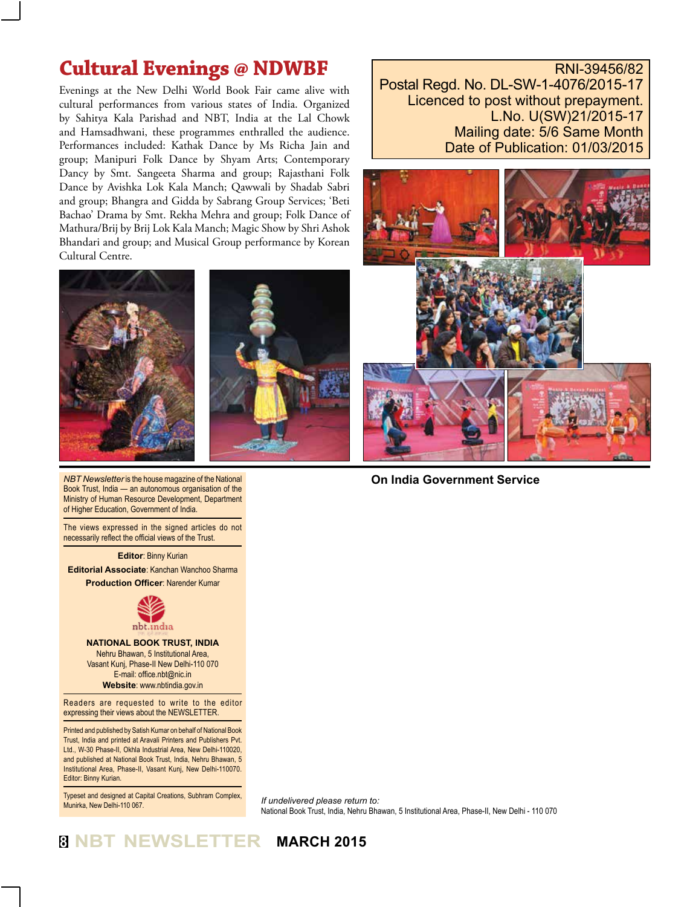# Cultural Evenings @ NDWBF

Evenings at the New Delhi World Book Fair came alive with cultural performances from various states of India. Organized by Sahitya Kala Parishad and NBT, India at the Lal Chowk and Hamsadhwani, these programmes enthralled the audience. Performances included: Kathak Dance by Ms Richa Jain and group; Manipuri Folk Dance by Shyam Arts; Contemporary Dancy by Smt. Sangeeta Sharma and group; Rajasthani Folk Dance by Avishka Lok Kala Manch; Qawwali by Shadab Sabri and group; Bhangra and Gidda by Sabrang Group Services; 'Beti Bachao' Drama by Smt. Rekha Mehra and group; Folk Dance of Mathura/Brij by Brij Lok Kala Manch; Magic Show by Shri Ashok Bhandari and group; and Musical Group performance by Korean Cultural Centre.

RNI-39456/82
Postal Regd. No. DL-SW-1-4076/2015-17
Licenced to post without prepayment.
L.No. U(SW)21/2015-17
Mailing date: 5/6 Same Month
Date of Publication: 01/03/2015

*NBT Newsletter* is the house magazine of the National Book Trust, India — an autonomous organisation of the Ministry of Human Resource Development, Department of Higher Education, Government of India.

The views expressed in the signed articles do not necessarily reflect the official views of the Trust.

**Editor**: Binny Kurian
**Editorial Associate**: Kanchan Wanchoo Sharma
**Production Officer**: Narender Kumar

**NATIONAL BOOK TRUST, INDIA**
Nehru Bhawan, 5 Institutional Area,
Vasant Kunj, Phase-II New Delhi-110 070
E-mail: office.nbt@nic.in
**Website**: www.nbtindia.gov.in

Readers are requested to write to the editor expressing their views about the NEWSLETTER.

Printed and published by Satish Kumar on behalf of National Book Trust, India and printed at Aravali Printers and Publishers Pvt. Ltd., W-30 Phase-II, Okhla Industrial Area, New Delhi-110020, and published at National Book Trust, India, Nehru Bhawan, 5 Institutional Area, Phase-II, Vasant Kunj, New Delhi-110070. Editor: Binny Kurian.

Typeset and designed at Capital Creations, Subhram Complex, Munirka, New Delhi-110 067.

**On India Government Service**

*If undelivered please return to:*
National Book Trust, India, Nehru Bhawan, 5 Institutional Area, Phase-II, New Delhi - 110 070